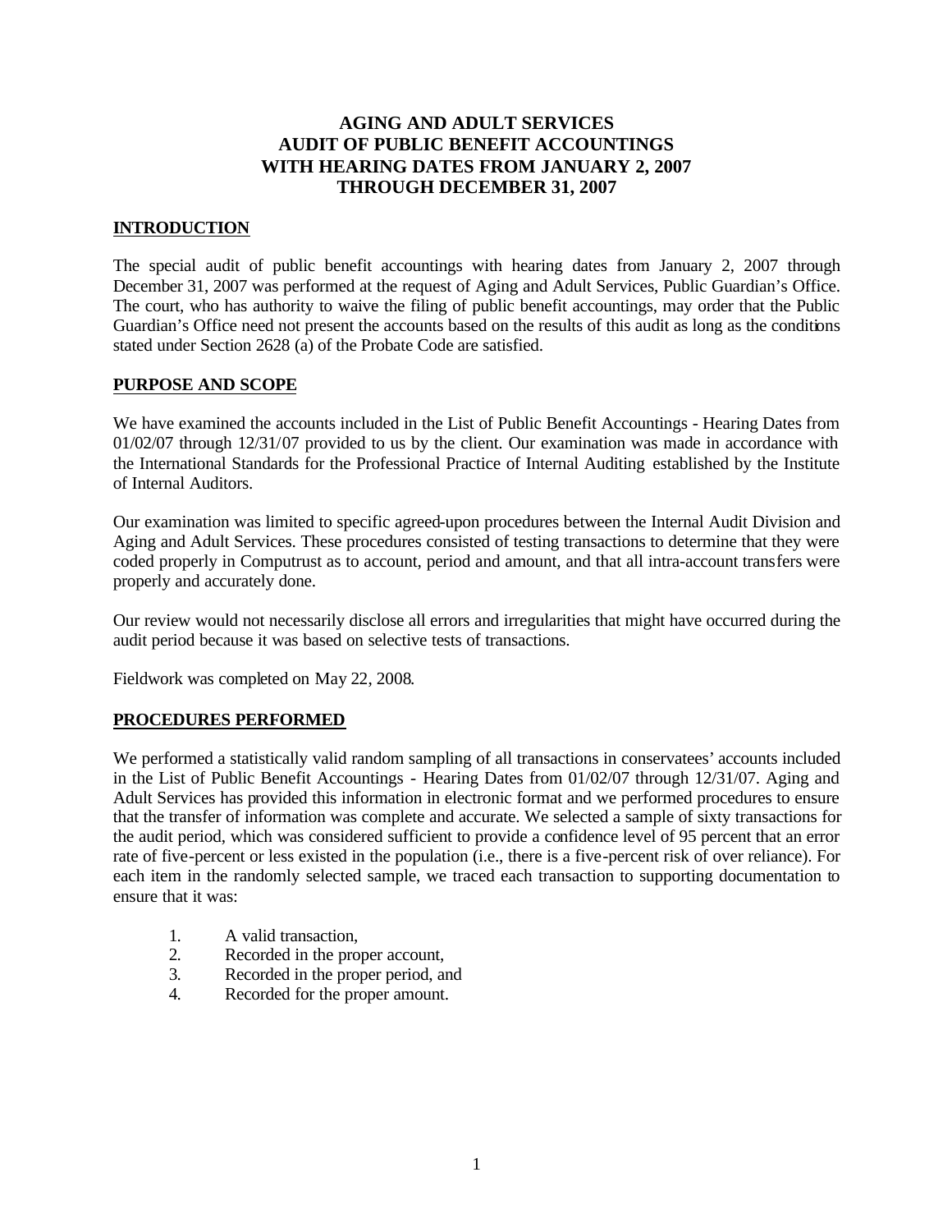# AGING AND ADULT SERVICES
# AUDIT OF PUBLIC BENEFIT ACCOUNTINGS
# WITH HEARING DATES FROM JANUARY 2, 2007
# THROUGH DECEMBER 31, 2007

## INTRODUCTION

The special audit of public benefit accountings with hearing dates from January 2, 2007 through December 31, 2007 was performed at the request of Aging and Adult Services, Public Guardian's Office. The court, who has authority to waive the filing of public benefit accountings, may order that the Public Guardian's Office need not present the accounts based on the results of this audit as long as the conditions stated under Section 2628 (a) of the Probate Code are satisfied.

## PURPOSE AND SCOPE

We have examined the accounts included in the List of Public Benefit Accountings - Hearing Dates from 01/02/07 through 12/31/07 provided to us by the client. Our examination was made in accordance with the International Standards for the Professional Practice of Internal Auditing established by the Institute of Internal Auditors.

Our examination was limited to specific agreed-upon procedures between the Internal Audit Division and Aging and Adult Services. These procedures consisted of testing transactions to determine that they were coded properly in Computrust as to account, period and amount, and that all intra-account transfers were properly and accurately done.

Our review would not necessarily disclose all errors and irregularities that might have occurred during the audit period because it was based on selective tests of transactions.

Fieldwork was completed on May 22, 2008.

## PROCEDURES PERFORMED

We performed a statistically valid random sampling of all transactions in conservatees' accounts included in the List of Public Benefit Accountings - Hearing Dates from 01/02/07 through 12/31/07. Aging and Adult Services has provided this information in electronic format and we performed procedures to ensure that the transfer of information was complete and accurate. We selected a sample of sixty transactions for the audit period, which was considered sufficient to provide a confidence level of 95 percent that an error rate of five-percent or less existed in the population (i.e., there is a five-percent risk of over reliance). For each item in the randomly selected sample, we traced each transaction to supporting documentation to ensure that it was:

1. A valid transaction,
2. Recorded in the proper account,
3. Recorded in the proper period, and
4. Recorded for the proper amount.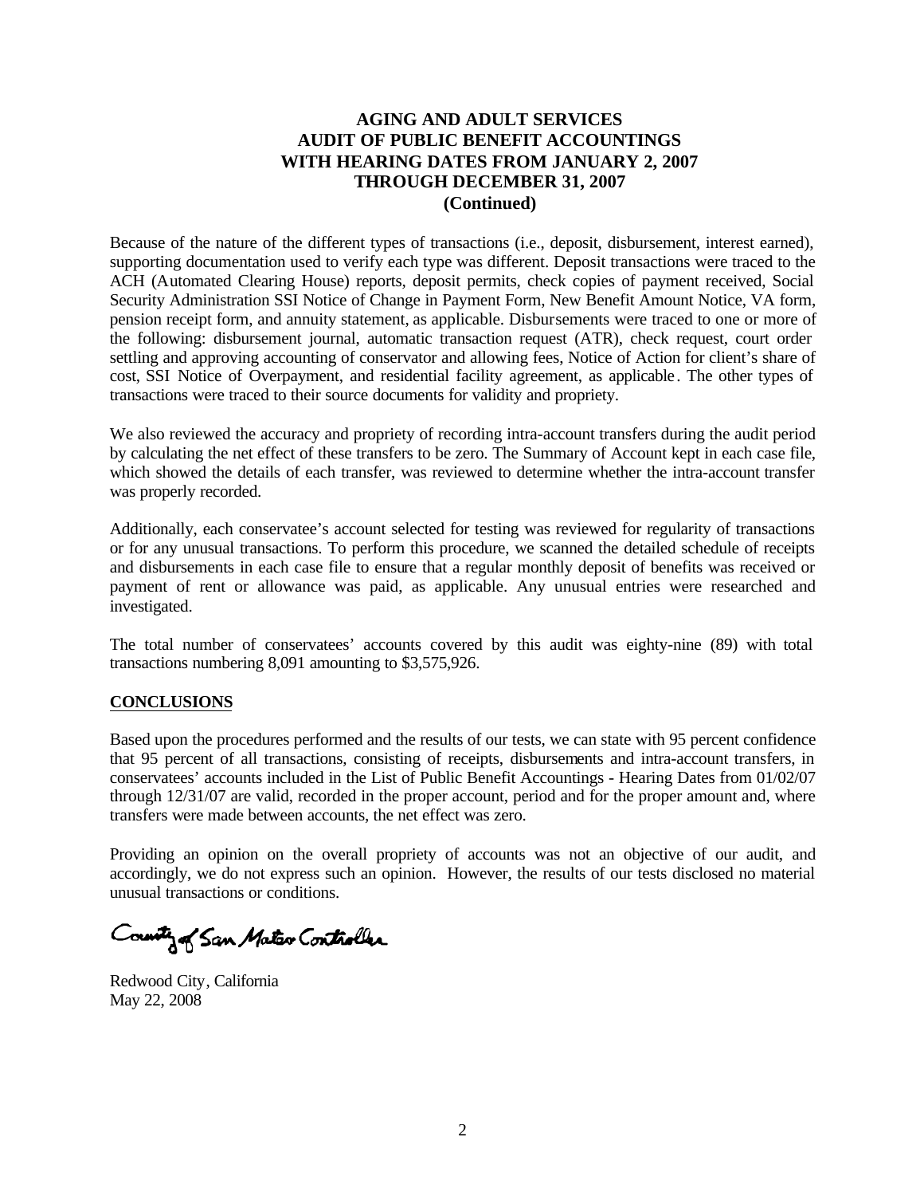# AGING AND ADULT SERVICES AUDIT OF PUBLIC BENEFIT ACCOUNTINGS WITH HEARING DATES FROM JANUARY 2, 2007 THROUGH DECEMBER 31, 2007 (Continued)

Because of the nature of the different types of transactions (i.e., deposit, disbursement, interest earned), supporting documentation used to verify each type was different. Deposit transactions were traced to the ACH (Automated Clearing House) reports, deposit permits, check copies of payment received, Social Security Administration SSI Notice of Change in Payment Form, New Benefit Amount Notice, VA form, pension receipt form, and annuity statement, as applicable. Disbursements were traced to one or more of the following: disbursement journal, automatic transaction request (ATR), check request, court order settling and approving accounting of conservator and allowing fees, Notice of Action for client's share of cost, SSI Notice of Overpayment, and residential facility agreement, as applicable. The other types of transactions were traced to their source documents for validity and propriety.

We also reviewed the accuracy and propriety of recording intra-account transfers during the audit period by calculating the net effect of these transfers to be zero. The Summary of Account kept in each case file, which showed the details of each transfer, was reviewed to determine whether the intra-account transfer was properly recorded.

Additionally, each conservatee's account selected for testing was reviewed for regularity of transactions or for any unusual transactions. To perform this procedure, we scanned the detailed schedule of receipts and disbursements in each case file to ensure that a regular monthly deposit of benefits was received or payment of rent or allowance was paid, as applicable. Any unusual entries were researched and investigated.

The total number of conservatees' accounts covered by this audit was eighty-nine (89) with total transactions numbering 8,091 amounting to $3,575,926.

## CONCLUSIONS

Based upon the procedures performed and the results of our tests, we can state with 95 percent confidence that 95 percent of all transactions, consisting of receipts, disbursements and intra-account transfers, in conservatees' accounts included in the List of Public Benefit Accountings - Hearing Dates from 01/02/07 through 12/31/07 are valid, recorded in the proper account, period and for the proper amount and, where transfers were made between accounts, the net effect was zero.

Providing an opinion on the overall propriety of accounts was not an objective of our audit, and accordingly, we do not express such an opinion. However, the results of our tests disclosed no material unusual transactions or conditions.

County of San Mateo Controller

Redwood City, California
May 22, 2008